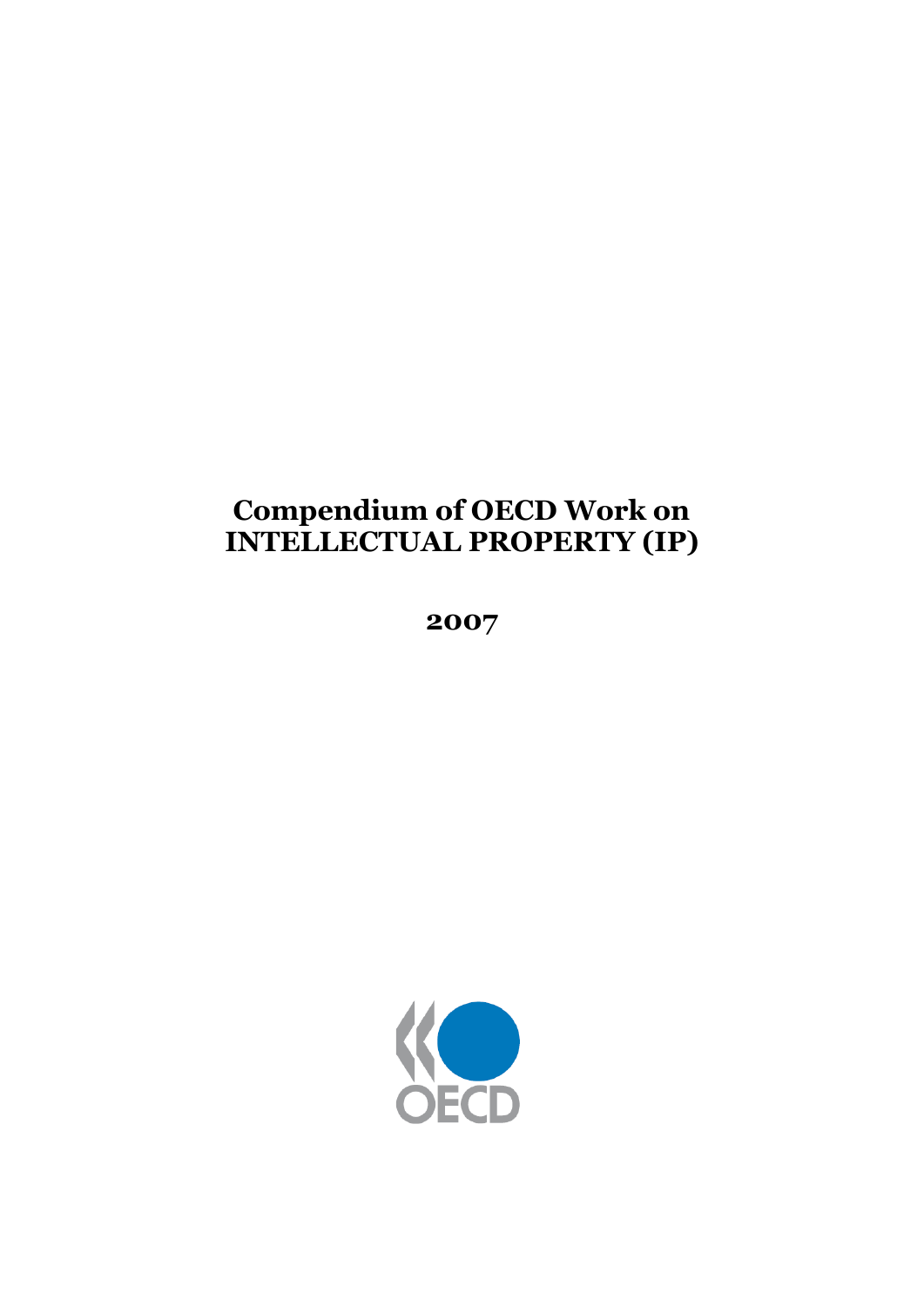# Compendium of OECD Work on INTELLECTUAL PROPERTY (IP)

**2007**

OECD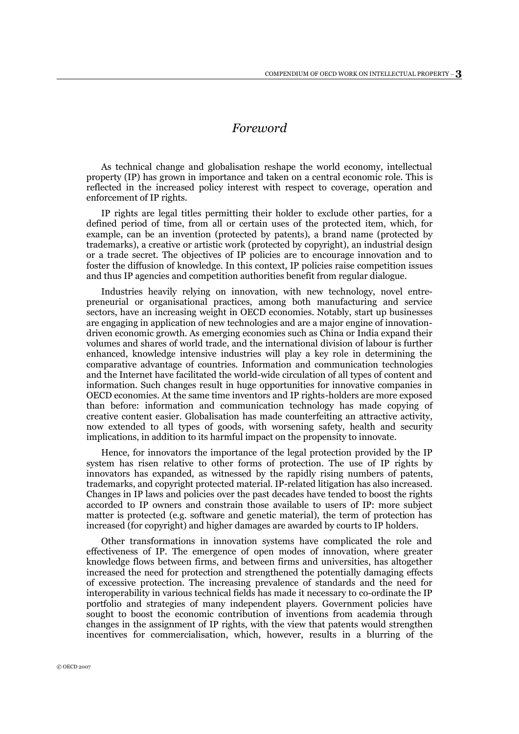# *Foreword*

As technical change and globalisation reshape the world economy, intellectual property (IP) has grown in importance and taken on a central economic role. This is reflected in the increased policy interest with respect to coverage, operation and enforcement of IP rights.

IP rights are legal titles permitting their holder to exclude other parties, for a defined period of time, from all or certain uses of the protected item, which, for example, can be an invention (protected by patents), a brand name (protected by trademarks), a creative or artistic work (protected by copyright), an industrial design or a trade secret. The objectives of IP policies are to encourage innovation and to foster the diffusion of knowledge. In this context, IP policies raise competition issues and thus IP agencies and competition authorities benefit from regular dialogue.

Industries heavily relying on innovation, with new technology, novel entrepreneurial or organisational practices, among both manufacturing and service sectors, have an increasing weight in OECD economies. Notably, start up businesses are engaging in application of new technologies and are a major engine of innovation-driven economic growth. As emerging economies such as China or India expand their volumes and shares of world trade, and the international division of labour is further enhanced, knowledge intensive industries will play a key role in determining the comparative advantage of countries. Information and communication technologies and the Internet have facilitated the world-wide circulation of all types of content and information. Such changes result in huge opportunities for innovative companies in OECD economies. At the same time inventors and IP rights-holders are more exposed than before: information and communication technology has made copying of creative content easier. Globalisation has made counterfeiting an attractive activity, now extended to all types of goods, with worsening safety, health and security implications, in addition to its harmful impact on the propensity to innovate.

Hence, for innovators the importance of the legal protection provided by the IP system has risen relative to other forms of protection. The use of IP rights by innovators has expanded, as witnessed by the rapidly rising numbers of patents, trademarks, and copyright protected material. IP-related litigation has also increased. Changes in IP laws and policies over the past decades have tended to boost the rights accorded to IP owners and constrain those available to users of IP: more subject matter is protected (e.g. software and genetic material), the term of protection has increased (for copyright) and higher damages are awarded by courts to IP holders.

Other transformations in innovation systems have complicated the role and effectiveness of IP. The emergence of open modes of innovation, where greater knowledge flows between firms, and between firms and universities, has altogether increased the need for protection and strengthened the potentially damaging effects of excessive protection. The increasing prevalence of standards and the need for interoperability in various technical fields has made it necessary to co-ordinate the IP portfolio and strategies of many independent players. Government policies have sought to boost the economic contribution of inventions from academia through changes in the assignment of IP rights, with the view that patents would strengthen incentives for commercialisation, which, however, results in a blurring of the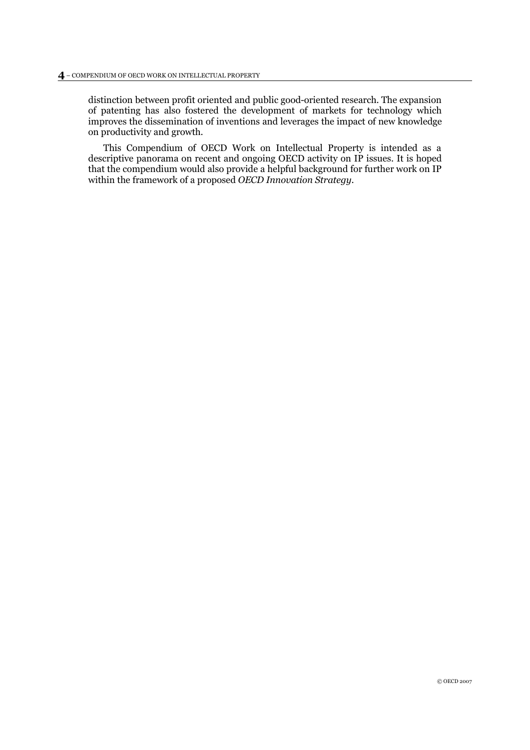distinction between profit oriented and public good-oriented research. The expansion of patenting has also fostered the development of markets for technology which improves the dissemination of inventions and leverages the impact of new knowledge on productivity and growth.

This Compendium of OECD Work on Intellectual Property is intended as a descriptive panorama on recent and ongoing OECD activity on IP issues. It is hoped that the compendium would also provide a helpful background for further work on IP within the framework of a proposed *OECD Innovation Strategy*.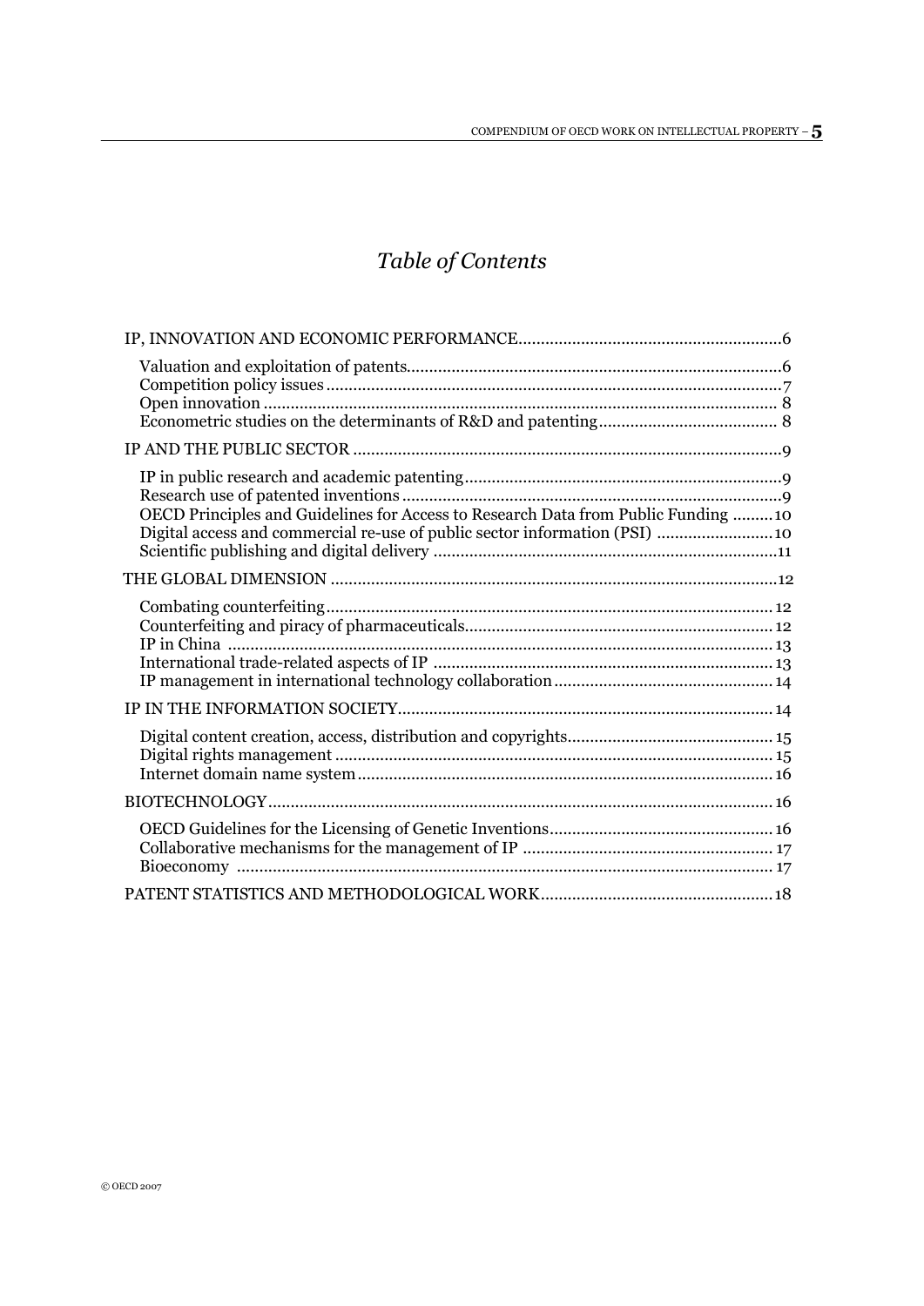# *Table of Contents*

IP, INNOVATION AND ECONOMIC PERFORMANCE....6

- Valuation and exploitation of patents....6
- Competition policy issues....7
- Open innovation....8
- Econometric studies on the determinants of R&D and patenting....8

IP AND THE PUBLIC SECTOR....9

- IP in public research and academic patenting....9
- Research use of patented inventions....9
- OECD Principles and Guidelines for Access to Research Data from Public Funding....10
- Digital access and commercial re-use of public sector information (PSI)....10
- Scientific publishing and digital delivery....11

THE GLOBAL DIMENSION....12

- Combating counterfeiting....12
- Counterfeiting and piracy of pharmaceuticals....12
- IP in China....13
- International trade-related aspects of IP....13
- IP management in international technology collaboration....14

IP IN THE INFORMATION SOCIETY....14

- Digital content creation, access, distribution and copyrights....15
- Digital rights management....15
- Internet domain name system....16

BIOTECHNOLOGY....16

- OECD Guidelines for the Licensing of Genetic Inventions....16
- Collaborative mechanisms for the management of IP....17
- Bioeconomy....17

PATENT STATISTICS AND METHODOLOGICAL WORK....18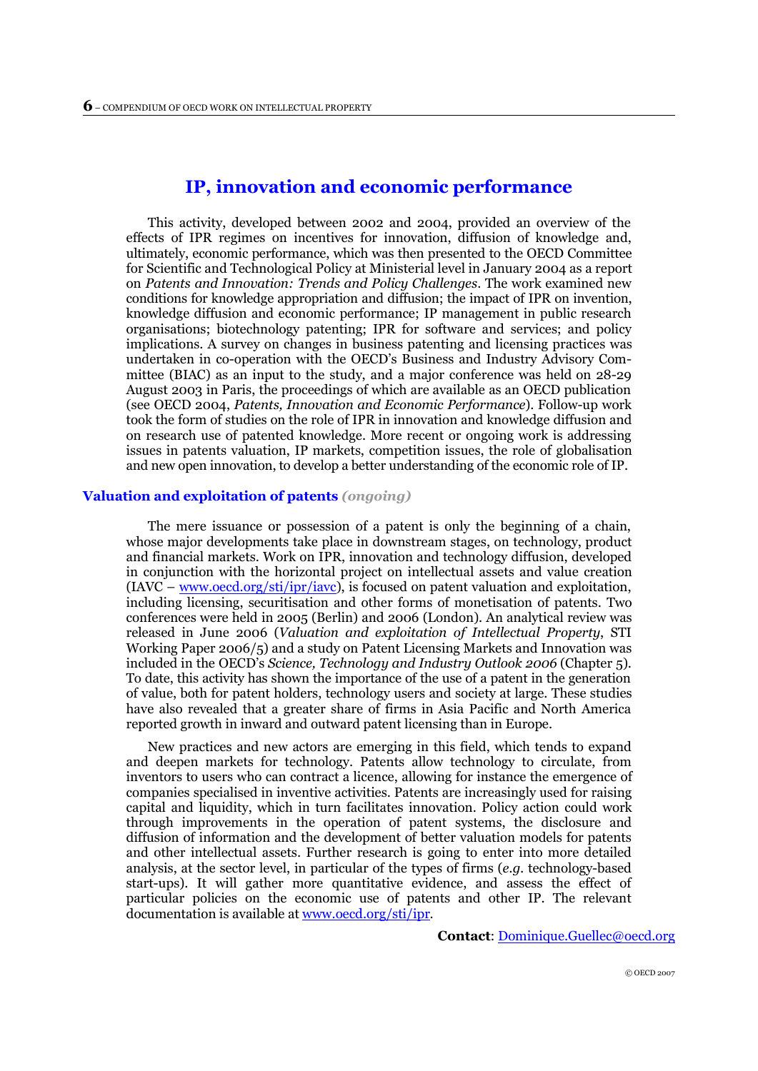# IP, innovation and economic performance

This activity, developed between 2002 and 2004, provided an overview of the effects of IPR regimes on incentives for innovation, diffusion of knowledge and, ultimately, economic performance, which was then presented to the OECD Committee for Scientific and Technological Policy at Ministerial level in January 2004 as a report on *Patents and Innovation: Trends and Policy Challenges*. The work examined new conditions for knowledge appropriation and diffusion; the impact of IPR on invention, knowledge diffusion and economic performance; IP management in public research organisations; biotechnology patenting; IPR for software and services; and policy implications. A survey on changes in business patenting and licensing practices was undertaken in co-operation with the OECD's Business and Industry Advisory Committee (BIAC) as an input to the study, and a major conference was held on 28-29 August 2003 in Paris, the proceedings of which are available as an OECD publication (see OECD 2004, *Patents, Innovation and Economic Performance*). Follow-up work took the form of studies on the role of IPR in innovation and knowledge diffusion and on research use of patented knowledge. More recent or ongoing work is addressing issues in patents valuation, IP markets, competition issues, the role of globalisation and new open innovation, to develop a better understanding of the economic role of IP.

## Valuation and exploitation of patents *(ongoing)*

The mere issuance or possession of a patent is only the beginning of a chain, whose major developments take place in downstream stages, on technology, product and financial markets. Work on IPR, innovation and technology diffusion, developed in conjunction with the horizontal project on intellectual assets and value creation (IAVC – www.oecd.org/sti/ipr/iavc), is focused on patent valuation and exploitation, including licensing, securitisation and other forms of monetisation of patents. Two conferences were held in 2005 (Berlin) and 2006 (London). An analytical review was released in June 2006 (*Valuation and exploitation of Intellectual Property*, STI Working Paper 2006/5) and a study on Patent Licensing Markets and Innovation was included in the OECD's *Science, Technology and Industry Outlook 2006* (Chapter 5). To date, this activity has shown the importance of the use of a patent in the generation of value, both for patent holders, technology users and society at large. These studies have also revealed that a greater share of firms in Asia Pacific and North America reported growth in inward and outward patent licensing than in Europe.

New practices and new actors are emerging in this field, which tends to expand and deepen markets for technology. Patents allow technology to circulate, from inventors to users who can contract a licence, allowing for instance the emergence of companies specialised in inventive activities. Patents are increasingly used for raising capital and liquidity, which in turn facilitates innovation. Policy action could work through improvements in the operation of patent systems, the disclosure and diffusion of information and the development of better valuation models for patents and other intellectual assets. Further research is going to enter into more detailed analysis, at the sector level, in particular of the types of firms (*e.g.* technology-based start-ups). It will gather more quantitative evidence, and assess the effect of particular policies on the economic use of patents and other IP. The relevant documentation is available at www.oecd.org/sti/ipr.

**Contact**: Dominique.Guellec@oecd.org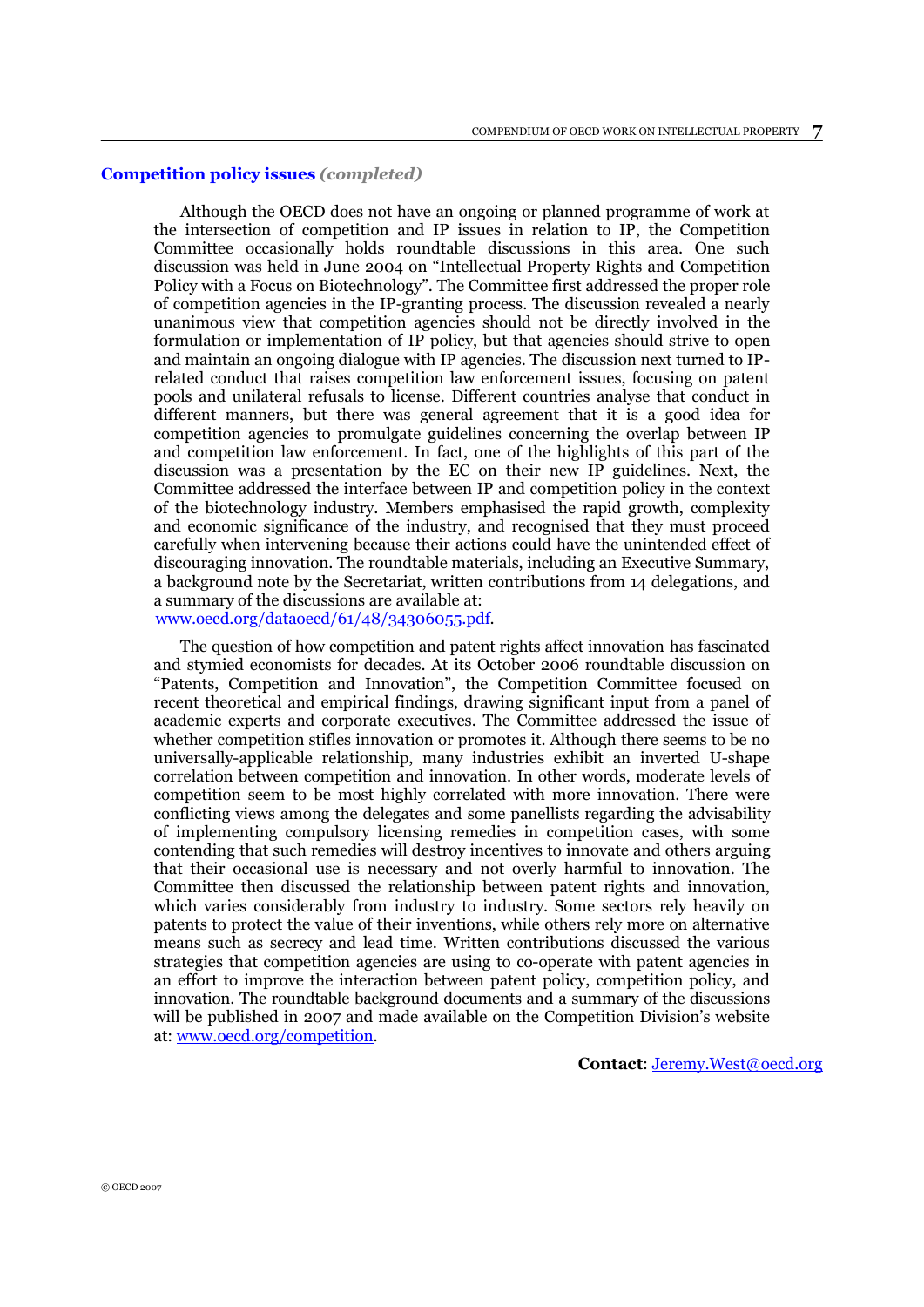## Competition policy issues *(completed)*

Although the OECD does not have an ongoing or planned programme of work at the intersection of competition and IP issues in relation to IP, the Competition Committee occasionally holds roundtable discussions in this area. One such discussion was held in June 2004 on "Intellectual Property Rights and Competition Policy with a Focus on Biotechnology". The Committee first addressed the proper role of competition agencies in the IP-granting process. The discussion revealed a nearly unanimous view that competition agencies should not be directly involved in the formulation or implementation of IP policy, but that agencies should strive to open and maintain an ongoing dialogue with IP agencies. The discussion next turned to IP-related conduct that raises competition law enforcement issues, focusing on patent pools and unilateral refusals to license. Different countries analyse that conduct in different manners, but there was general agreement that it is a good idea for competition agencies to promulgate guidelines concerning the overlap between IP and competition law enforcement. In fact, one of the highlights of this part of the discussion was a presentation by the EC on their new IP guidelines. Next, the Committee addressed the interface between IP and competition policy in the context of the biotechnology industry. Members emphasised the rapid growth, complexity and economic significance of the industry, and recognised that they must proceed carefully when intervening because their actions could have the unintended effect of discouraging innovation. The roundtable materials, including an Executive Summary, a background note by the Secretariat, written contributions from 14 delegations, and a summary of the discussions are available at: www.oecd.org/dataoecd/61/48/34306055.pdf.

The question of how competition and patent rights affect innovation has fascinated and stymied economists for decades. At its October 2006 roundtable discussion on "Patents, Competition and Innovation", the Competition Committee focused on recent theoretical and empirical findings, drawing significant input from a panel of academic experts and corporate executives. The Committee addressed the issue of whether competition stifles innovation or promotes it. Although there seems to be no universally-applicable relationship, many industries exhibit an inverted U-shape correlation between competition and innovation. In other words, moderate levels of competition seem to be most highly correlated with more innovation. There were conflicting views among the delegates and some panellists regarding the advisability of implementing compulsory licensing remedies in competition cases, with some contending that such remedies will destroy incentives to innovate and others arguing that their occasional use is necessary and not overly harmful to innovation. The Committee then discussed the relationship between patent rights and innovation, which varies considerably from industry to industry. Some sectors rely heavily on patents to protect the value of their inventions, while others rely more on alternative means such as secrecy and lead time. Written contributions discussed the various strategies that competition agencies are using to co-operate with patent agencies in an effort to improve the interaction between patent policy, competition policy, and innovation. The roundtable background documents and a summary of the discussions will be published in 2007 and made available on the Competition Division's website at: www.oecd.org/competition.

**Contact**: Jeremy.West@oecd.org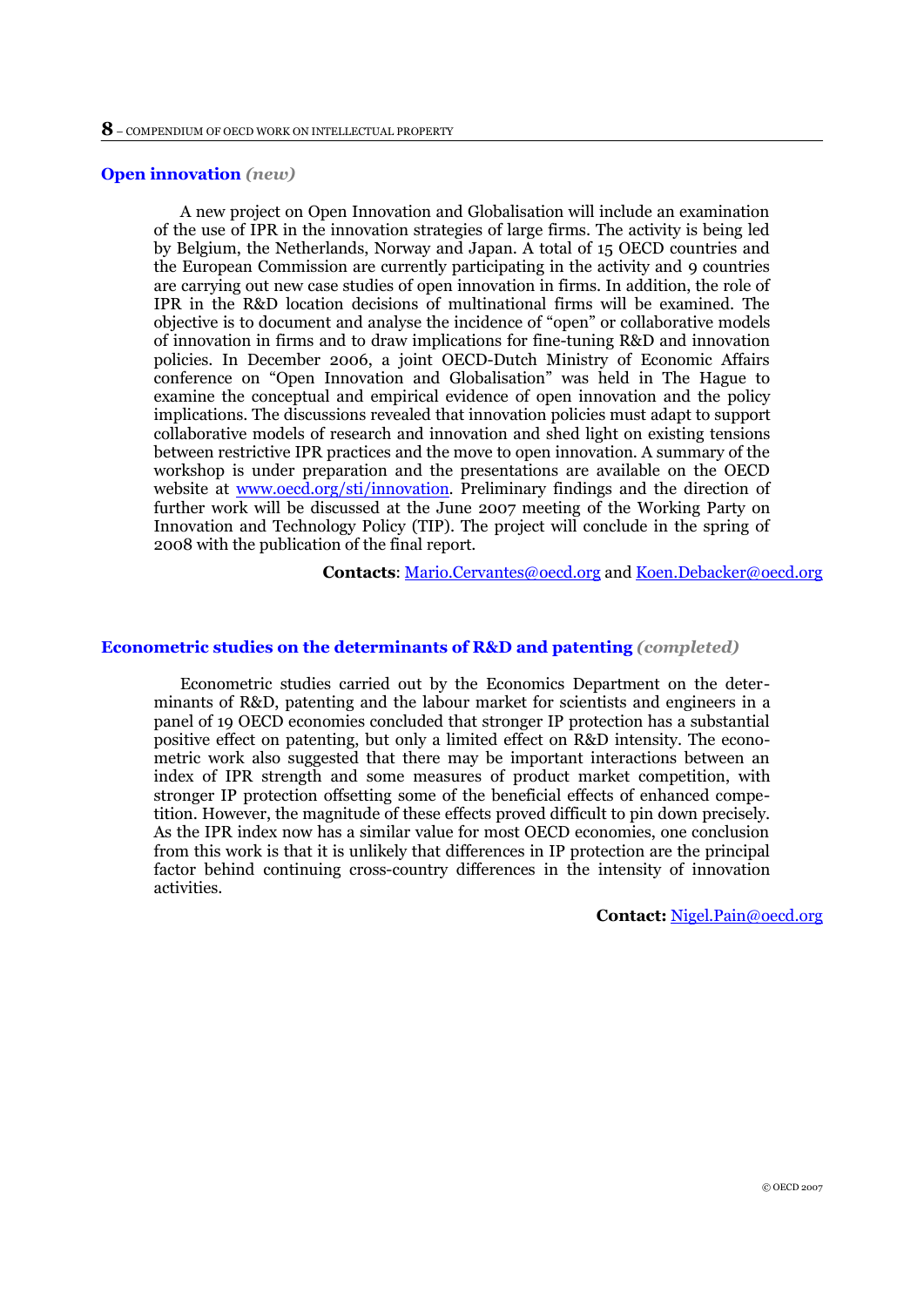## Open innovation *(new)*

A new project on Open Innovation and Globalisation will include an examination of the use of IPR in the innovation strategies of large firms. The activity is being led by Belgium, the Netherlands, Norway and Japan. A total of 15 OECD countries and the European Commission are currently participating in the activity and 9 countries are carrying out new case studies of open innovation in firms. In addition, the role of IPR in the R&D location decisions of multinational firms will be examined. The objective is to document and analyse the incidence of "open" or collaborative models of innovation in firms and to draw implications for fine-tuning R&D and innovation policies. In December 2006, a joint OECD-Dutch Ministry of Economic Affairs conference on "Open Innovation and Globalisation" was held in The Hague to examine the conceptual and empirical evidence of open innovation and the policy implications. The discussions revealed that innovation policies must adapt to support collaborative models of research and innovation and shed light on existing tensions between restrictive IPR practices and the move to open innovation. A summary of the workshop is under preparation and the presentations are available on the OECD website at www.oecd.org/sti/innovation. Preliminary findings and the direction of further work will be discussed at the June 2007 meeting of the Working Party on Innovation and Technology Policy (TIP). The project will conclude in the spring of 2008 with the publication of the final report.

**Contacts**: Mario.Cervantes@oecd.org and Koen.Debacker@oecd.org

## Econometric studies on the determinants of R&D and patenting *(completed)*

Econometric studies carried out by the Economics Department on the determinants of R&D, patenting and the labour market for scientists and engineers in a panel of 19 OECD economies concluded that stronger IP protection has a substantial positive effect on patenting, but only a limited effect on R&D intensity. The econometric work also suggested that there may be important interactions between an index of IPR strength and some measures of product market competition, with stronger IP protection offsetting some of the beneficial effects of enhanced competition. However, the magnitude of these effects proved difficult to pin down precisely. As the IPR index now has a similar value for most OECD economies, one conclusion from this work is that it is unlikely that differences in IP protection are the principal factor behind continuing cross-country differences in the intensity of innovation activities.

**Contact:** Nigel.Pain@oecd.org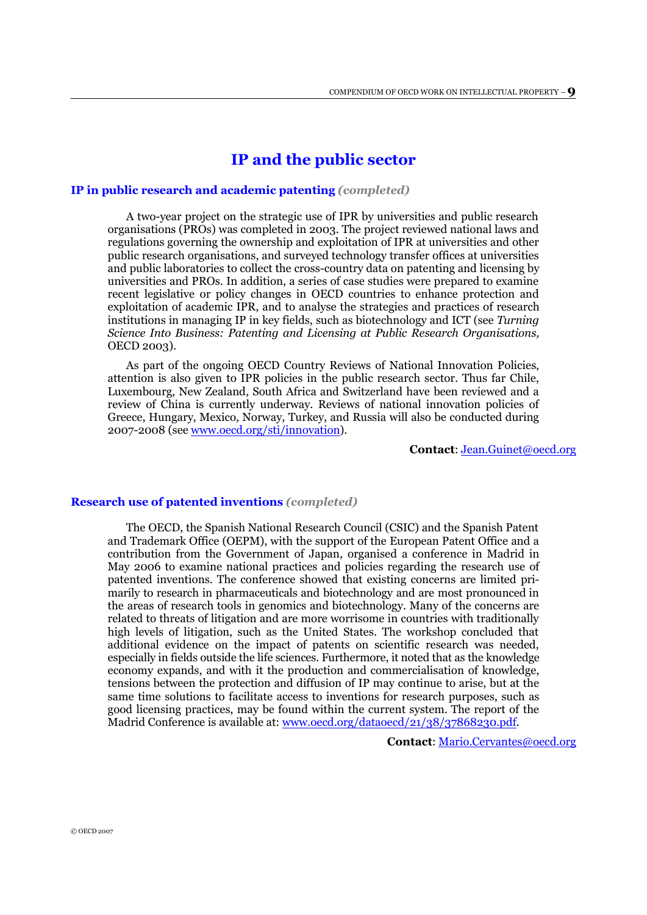# IP and the public sector

## IP in public research and academic patenting *(completed)*

A two-year project on the strategic use of IPR by universities and public research organisations (PROs) was completed in 2003. The project reviewed national laws and regulations governing the ownership and exploitation of IPR at universities and other public research organisations, and surveyed technology transfer offices at universities and public laboratories to collect the cross-country data on patenting and licensing by universities and PROs. In addition, a series of case studies were prepared to examine recent legislative or policy changes in OECD countries to enhance protection and exploitation of academic IPR, and to analyse the strategies and practices of research institutions in managing IP in key fields, such as biotechnology and ICT (see *Turning Science Into Business: Patenting and Licensing at Public Research Organisations,* OECD 2003).

As part of the ongoing OECD Country Reviews of National Innovation Policies, attention is also given to IPR policies in the public research sector. Thus far Chile, Luxembourg, New Zealand, South Africa and Switzerland have been reviewed and a review of China is currently underway. Reviews of national innovation policies of Greece, Hungary, Mexico, Norway, Turkey, and Russia will also be conducted during 2007-2008 (see www.oecd.org/sti/innovation).

**Contact**: Jean.Guinet@oecd.org

## Research use of patented inventions *(completed)*

The OECD, the Spanish National Research Council (CSIC) and the Spanish Patent and Trademark Office (OEPM), with the support of the European Patent Office and a contribution from the Government of Japan, organised a conference in Madrid in May 2006 to examine national practices and policies regarding the research use of patented inventions. The conference showed that existing concerns are limited primarily to research in pharmaceuticals and biotechnology and are most pronounced in the areas of research tools in genomics and biotechnology. Many of the concerns are related to threats of litigation and are more worrisome in countries with traditionally high levels of litigation, such as the United States. The workshop concluded that additional evidence on the impact of patents on scientific research was needed, especially in fields outside the life sciences. Furthermore, it noted that as the knowledge economy expands, and with it the production and commercialisation of knowledge, tensions between the protection and diffusion of IP may continue to arise, but at the same time solutions to facilitate access to inventions for research purposes, such as good licensing practices, may be found within the current system. The report of the Madrid Conference is available at: www.oecd.org/dataoecd/21/38/37868230.pdf.

**Contact**: Mario.Cervantes@oecd.org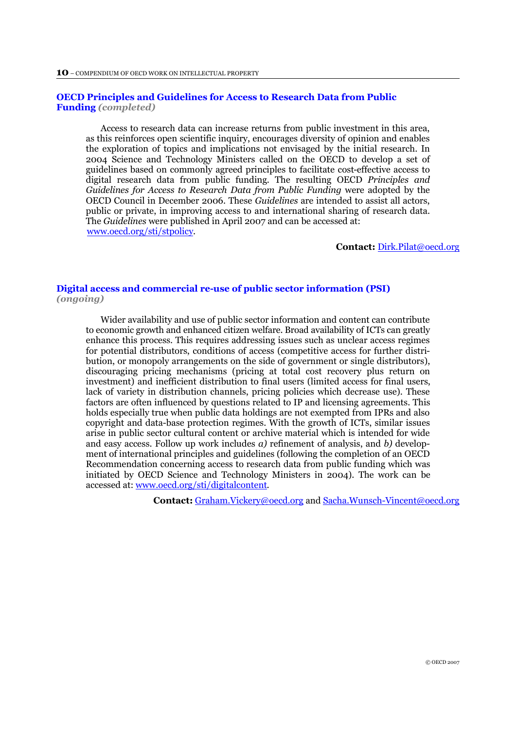### OECD Principles and Guidelines for Access to Research Data from Public Funding *(completed)*

Access to research data can increase returns from public investment in this area, as this reinforces open scientific inquiry, encourages diversity of opinion and enables the exploration of topics and implications not envisaged by the initial research. In 2004 Science and Technology Ministers called on the OECD to develop a set of guidelines based on commonly agreed principles to facilitate cost-effective access to digital research data from public funding. The resulting OECD *Principles and Guidelines for Access to Research Data from Public Funding* were adopted by the OECD Council in December 2006. These *Guidelines* are intended to assist all actors, public or private, in improving access to and international sharing of research data. The *Guidelines* were published in April 2007 and can be accessed at: www.oecd.org/sti/stpolicy.

**Contact:** Dirk.Pilat@oecd.org

### Digital access and commercial re-use of public sector information (PSI) *(ongoing)*

Wider availability and use of public sector information and content can contribute to economic growth and enhanced citizen welfare. Broad availability of ICTs can greatly enhance this process. This requires addressing issues such as unclear access regimes for potential distributors, conditions of access (competitive access for further distribution, or monopoly arrangements on the side of government or single distributors), discouraging pricing mechanisms (pricing at total cost recovery plus return on investment) and inefficient distribution to final users (limited access for final users, lack of variety in distribution channels, pricing policies which decrease use). These factors are often influenced by questions related to IP and licensing agreements. This holds especially true when public data holdings are not exempted from IPRs and also copyright and data-base protection regimes. With the growth of ICTs, similar issues arise in public sector cultural content or archive material which is intended for wide and easy access. Follow up work includes *a)* refinement of analysis, and *b)* development of international principles and guidelines (following the completion of an OECD Recommendation concerning access to research data from public funding which was initiated by OECD Science and Technology Ministers in 2004). The work can be accessed at: www.oecd.org/sti/digitalcontent.

**Contact:** Graham.Vickery@oecd.org and Sacha.Wunsch-Vincent@oecd.org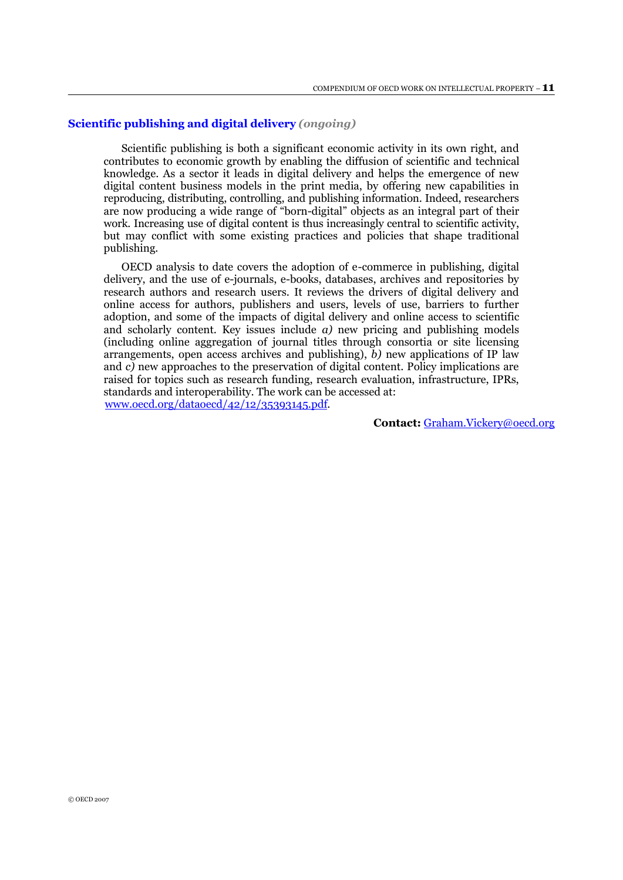### **Scientific publishing and digital delivery** *(ongoing)*

Scientific publishing is both a significant economic activity in its own right, and contributes to economic growth by enabling the diffusion of scientific and technical knowledge. As a sector it leads in digital delivery and helps the emergence of new digital content business models in the print media, by offering new capabilities in reproducing, distributing, controlling, and publishing information. Indeed, researchers are now producing a wide range of "born-digital" objects as an integral part of their work. Increasing use of digital content is thus increasingly central to scientific activity, but may conflict with some existing practices and policies that shape traditional publishing.

OECD analysis to date covers the adoption of e-commerce in publishing, digital delivery, and the use of e-journals, e-books, databases, archives and repositories by research authors and research users. It reviews the drivers of digital delivery and online access for authors, publishers and users, levels of use, barriers to further adoption, and some of the impacts of digital delivery and online access to scientific and scholarly content. Key issues include *a)* new pricing and publishing models (including online aggregation of journal titles through consortia or site licensing arrangements, open access archives and publishing), *b)* new applications of IP law and *c)* new approaches to the preservation of digital content. Policy implications are raised for topics such as research funding, research evaluation, infrastructure, IPRs, standards and interoperability. The work can be accessed at: www.oecd.org/dataoecd/42/12/35393145.pdf.

**Contact:** Graham.Vickery@oecd.org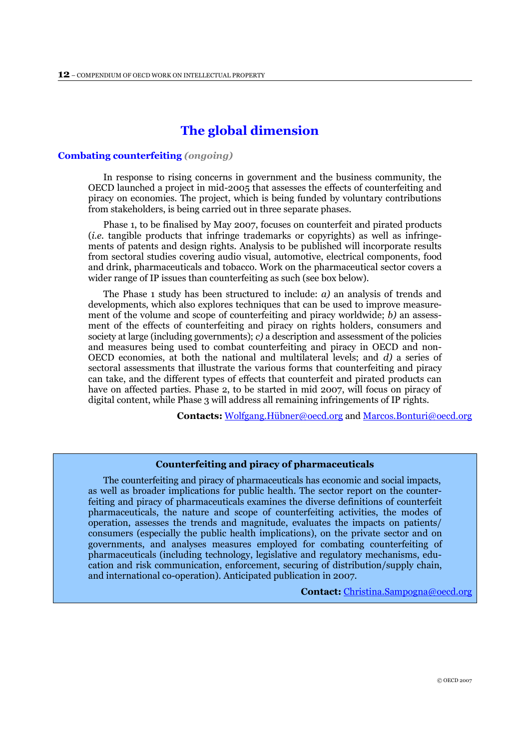# The global dimension

## Combating counterfeiting *(ongoing)*

In response to rising concerns in government and the business community, the OECD launched a project in mid-2005 that assesses the effects of counterfeiting and piracy on economies. The project, which is being funded by voluntary contributions from stakeholders, is being carried out in three separate phases.

Phase 1, to be finalised by May 2007, focuses on counterfeit and pirated products (*i.e.* tangible products that infringe trademarks or copyrights) as well as infringements of patents and design rights. Analysis to be published will incorporate results from sectoral studies covering audio visual, automotive, electrical components, food and drink, pharmaceuticals and tobacco. Work on the pharmaceutical sector covers a wider range of IP issues than counterfeiting as such (see box below).

The Phase 1 study has been structured to include: *a)* an analysis of trends and developments, which also explores techniques that can be used to improve measurement of the volume and scope of counterfeiting and piracy worldwide; *b)* an assessment of the effects of counterfeiting and piracy on rights holders, consumers and society at large (including governments); *c)* a description and assessment of the policies and measures being used to combat counterfeiting and piracy in OECD and non-OECD economies, at both the national and multilateral levels; and *d)* a series of sectoral assessments that illustrate the various forms that counterfeiting and piracy can take, and the different types of effects that counterfeit and pirated products can have on affected parties. Phase 2, to be started in mid 2007, will focus on piracy of digital content, while Phase 3 will address all remaining infringements of IP rights.

**Contacts:** Wolfgang.Hübner@oecd.org and Marcos.Bonturi@oecd.org

**Counterfeiting and piracy of pharmaceuticals**

The counterfeiting and piracy of pharmaceuticals has economic and social impacts, as well as broader implications for public health. The sector report on the counterfeiting and piracy of pharmaceuticals examines the diverse definitions of counterfeit pharmaceuticals, the nature and scope of counterfeiting activities, the modes of operation, assesses the trends and magnitude, evaluates the impacts on patients/consumers (especially the public health implications), on the private sector and on governments, and analyses measures employed for combating counterfeiting of pharmaceuticals (including technology, legislative and regulatory mechanisms, education and risk communication, enforcement, securing of distribution/supply chain, and international co-operation). Anticipated publication in 2007.

**Contact:** Christina.Sampogna@oecd.org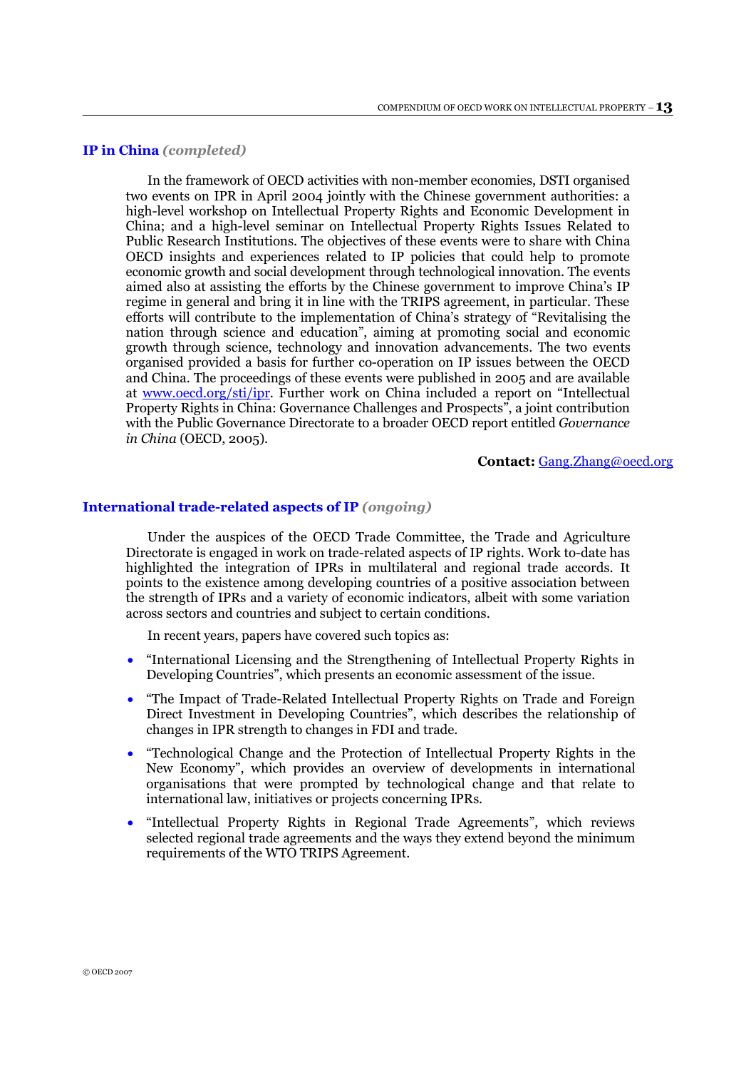### IP in China *(completed)*

In the framework of OECD activities with non-member economies, DSTI organised two events on IPR in April 2004 jointly with the Chinese government authorities: a high-level workshop on Intellectual Property Rights and Economic Development in China; and a high-level seminar on Intellectual Property Rights Issues Related to Public Research Institutions. The objectives of these events were to share with China OECD insights and experiences related to IP policies that could help to promote economic growth and social development through technological innovation. The events aimed also at assisting the efforts by the Chinese government to improve China's IP regime in general and bring it in line with the TRIPS agreement, in particular. These efforts will contribute to the implementation of China's strategy of "Revitalising the nation through science and education", aiming at promoting social and economic growth through science, technology and innovation advancements. The two events organised provided a basis for further co-operation on IP issues between the OECD and China. The proceedings of these events were published in 2005 and are available at www.oecd.org/sti/ipr. Further work on China included a report on "Intellectual Property Rights in China: Governance Challenges and Prospects", a joint contribution with the Public Governance Directorate to a broader OECD report entitled *Governance in China* (OECD, 2005).

**Contact:** Gang.Zhang@oecd.org

### International trade-related aspects of IP *(ongoing)*

Under the auspices of the OECD Trade Committee, the Trade and Agriculture Directorate is engaged in work on trade-related aspects of IP rights. Work to-date has highlighted the integration of IPRs in multilateral and regional trade accords. It points to the existence among developing countries of a positive association between the strength of IPRs and a variety of economic indicators, albeit with some variation across sectors and countries and subject to certain conditions.

In recent years, papers have covered such topics as:

- "International Licensing and the Strengthening of Intellectual Property Rights in Developing Countries", which presents an economic assessment of the issue.
- "The Impact of Trade-Related Intellectual Property Rights on Trade and Foreign Direct Investment in Developing Countries", which describes the relationship of changes in IPR strength to changes in FDI and trade.
- "Technological Change and the Protection of Intellectual Property Rights in the New Economy", which provides an overview of developments in international organisations that were prompted by technological change and that relate to international law, initiatives or projects concerning IPRs.
- "Intellectual Property Rights in Regional Trade Agreements", which reviews selected regional trade agreements and the ways they extend beyond the minimum requirements of the WTO TRIPS Agreement.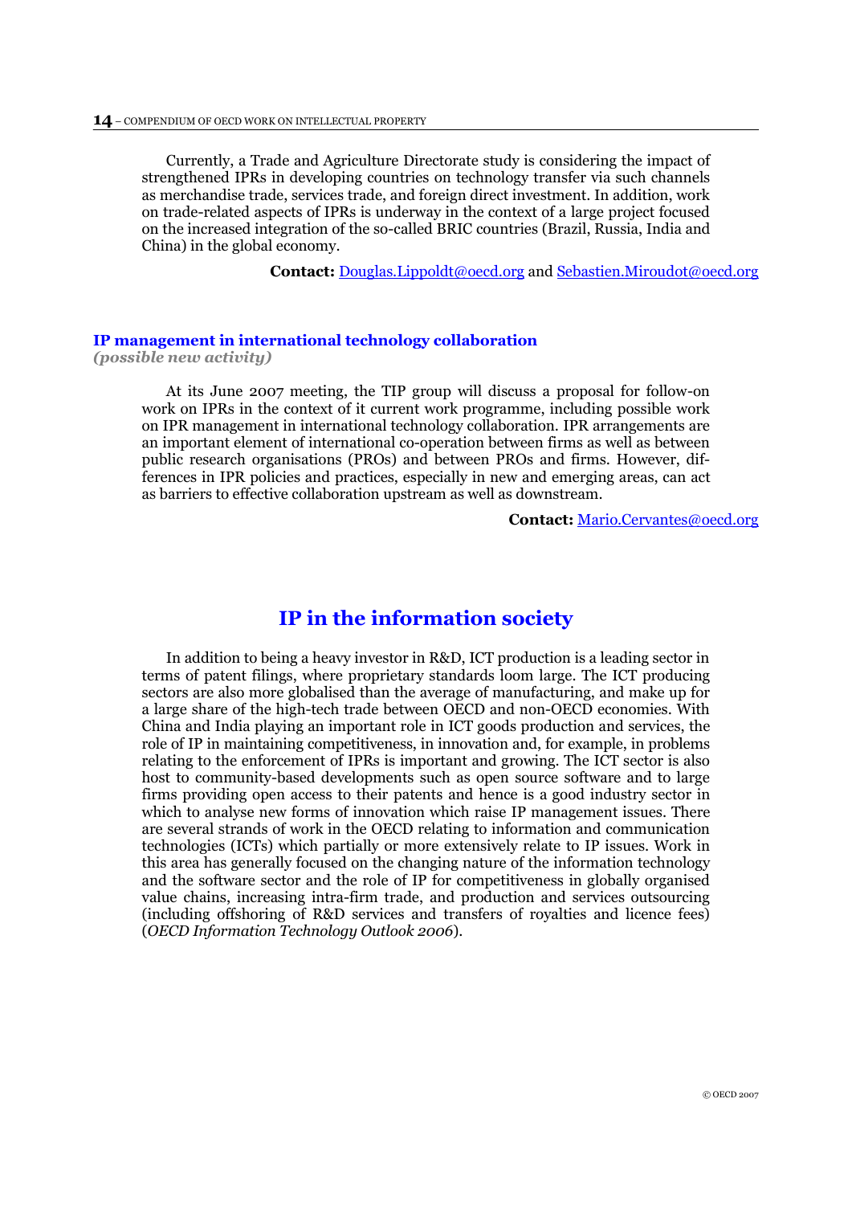Currently, a Trade and Agriculture Directorate study is considering the impact of strengthened IPRs in developing countries on technology transfer via such channels as merchandise trade, services trade, and foreign direct investment. In addition, work on trade-related aspects of IPRs is underway in the context of a large project focused on the increased integration of the so-called BRIC countries (Brazil, Russia, India and China) in the global economy.

**Contact:** Douglas.Lippoldt@oecd.org and Sebastien.Miroudot@oecd.org

### IP management in international technology collaboration

***(possible new activity)***

At its June 2007 meeting, the TIP group will discuss a proposal for follow-on work on IPRs in the context of it current work programme, including possible work on IPR management in international technology collaboration. IPR arrangements are an important element of international co-operation between firms as well as between public research organisations (PROs) and between PROs and firms. However, differences in IPR policies and practices, especially in new and emerging areas, can act as barriers to effective collaboration upstream as well as downstream.

**Contact:** Mario.Cervantes@oecd.org

## IP in the information society

In addition to being a heavy investor in R&D, ICT production is a leading sector in terms of patent filings, where proprietary standards loom large. The ICT producing sectors are also more globalised than the average of manufacturing, and make up for a large share of the high-tech trade between OECD and non-OECD economies. With China and India playing an important role in ICT goods production and services, the role of IP in maintaining competitiveness, in innovation and, for example, in problems relating to the enforcement of IPRs is important and growing. The ICT sector is also host to community-based developments such as open source software and to large firms providing open access to their patents and hence is a good industry sector in which to analyse new forms of innovation which raise IP management issues. There are several strands of work in the OECD relating to information and communication technologies (ICTs) which partially or more extensively relate to IP issues. Work in this area has generally focused on the changing nature of the information technology and the software sector and the role of IP for competitiveness in globally organised value chains, increasing intra-firm trade, and production and services outsourcing (including offshoring of R&D services and transfers of royalties and licence fees) (*OECD Information Technology Outlook 2006*).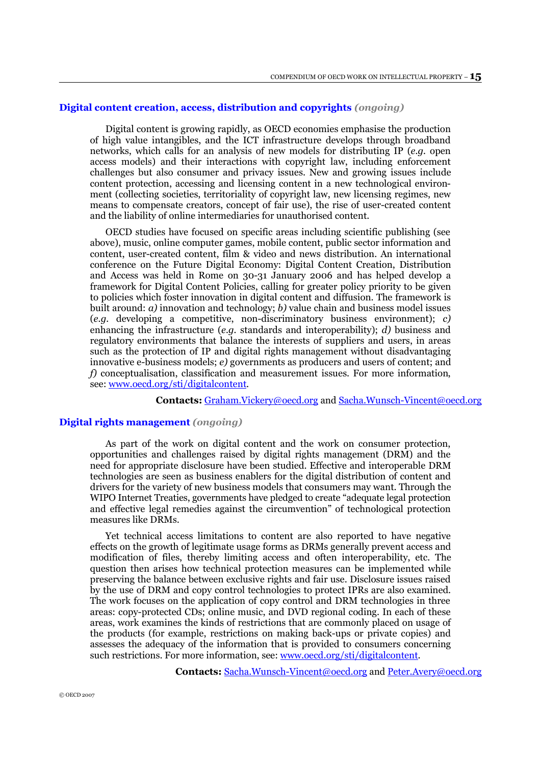## Digital content creation, access, distribution and copyrights *(ongoing)*

Digital content is growing rapidly, as OECD economies emphasise the production of high value intangibles, and the ICT infrastructure develops through broadband networks, which calls for an analysis of new models for distributing IP (*e.g.* open access models) and their interactions with copyright law, including enforcement challenges but also consumer and privacy issues. New and growing issues include content protection, accessing and licensing content in a new technological environment (collecting societies, territoriality of copyright law, new licensing regimes, new means to compensate creators, concept of fair use), the rise of user-created content and the liability of online intermediaries for unauthorised content.

OECD studies have focused on specific areas including scientific publishing (see above), music, online computer games, mobile content, public sector information and content, user-created content, film & video and news distribution. An international conference on the Future Digital Economy: Digital Content Creation, Distribution and Access was held in Rome on 30-31 January 2006 and has helped develop a framework for Digital Content Policies, calling for greater policy priority to be given to policies which foster innovation in digital content and diffusion. The framework is built around: *a)* innovation and technology; *b)* value chain and business model issues (*e.g.* developing a competitive, non-discriminatory business environment); *c)* enhancing the infrastructure (*e.g.* standards and interoperability); *d)* business and regulatory environments that balance the interests of suppliers and users, in areas such as the protection of IP and digital rights management without disadvantaging innovative e-business models; *e)* governments as producers and users of content; and *f)* conceptualisation, classification and measurement issues. For more information, see: www.oecd.org/sti/digitalcontent.

**Contacts:** Graham.Vickery@oecd.org and Sacha.Wunsch-Vincent@oecd.org

## Digital rights management *(ongoing)*

As part of the work on digital content and the work on consumer protection, opportunities and challenges raised by digital rights management (DRM) and the need for appropriate disclosure have been studied. Effective and interoperable DRM technologies are seen as business enablers for the digital distribution of content and drivers for the variety of new business models that consumers may want. Through the WIPO Internet Treaties, governments have pledged to create "adequate legal protection and effective legal remedies against the circumvention" of technological protection measures like DRMs.

Yet technical access limitations to content are also reported to have negative effects on the growth of legitimate usage forms as DRMs generally prevent access and modification of files, thereby limiting access and often interoperability, etc. The question then arises how technical protection measures can be implemented while preserving the balance between exclusive rights and fair use. Disclosure issues raised by the use of DRM and copy control technologies to protect IPRs are also examined. The work focuses on the application of copy control and DRM technologies in three areas: copy-protected CDs; online music, and DVD regional coding. In each of these areas, work examines the kinds of restrictions that are commonly placed on usage of the products (for example, restrictions on making back-ups or private copies) and assesses the adequacy of the information that is provided to consumers concerning such restrictions. For more information, see: www.oecd.org/sti/digitalcontent.

**Contacts:** Sacha.Wunsch-Vincent@oecd.org and Peter.Avery@oecd.org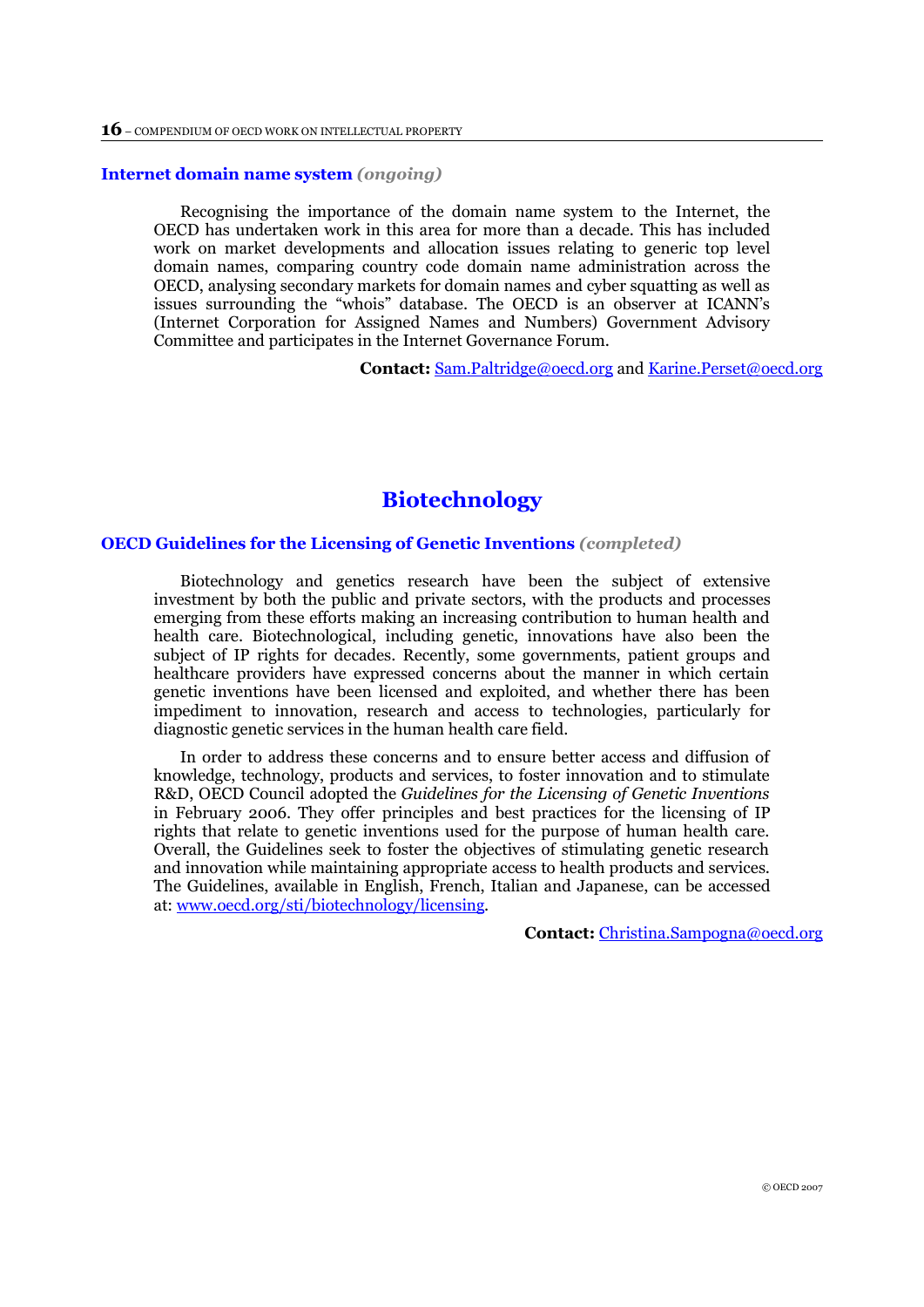### Internet domain name system *(ongoing)*

Recognising the importance of the domain name system to the Internet, the OECD has undertaken work in this area for more than a decade. This has included work on market developments and allocation issues relating to generic top level domain names, comparing country code domain name administration across the OECD, analysing secondary markets for domain names and cyber squatting as well as issues surrounding the "whois" database. The OECD is an observer at ICANN's (Internet Corporation for Assigned Names and Numbers) Government Advisory Committee and participates in the Internet Governance Forum.

**Contact:** Sam.Paltridge@oecd.org and Karine.Perset@oecd.org

## Biotechnology

### OECD Guidelines for the Licensing of Genetic Inventions *(completed)*

Biotechnology and genetics research have been the subject of extensive investment by both the public and private sectors, with the products and processes emerging from these efforts making an increasing contribution to human health and health care. Biotechnological, including genetic, innovations have also been the subject of IP rights for decades. Recently, some governments, patient groups and healthcare providers have expressed concerns about the manner in which certain genetic inventions have been licensed and exploited, and whether there has been impediment to innovation, research and access to technologies, particularly for diagnostic genetic services in the human health care field.

In order to address these concerns and to ensure better access and diffusion of knowledge, technology, products and services, to foster innovation and to stimulate R&D, OECD Council adopted the *Guidelines for the Licensing of Genetic Inventions* in February 2006. They offer principles and best practices for the licensing of IP rights that relate to genetic inventions used for the purpose of human health care. Overall, the Guidelines seek to foster the objectives of stimulating genetic research and innovation while maintaining appropriate access to health products and services. The Guidelines, available in English, French, Italian and Japanese, can be accessed at: www.oecd.org/sti/biotechnology/licensing.

**Contact:** Christina.Sampogna@oecd.org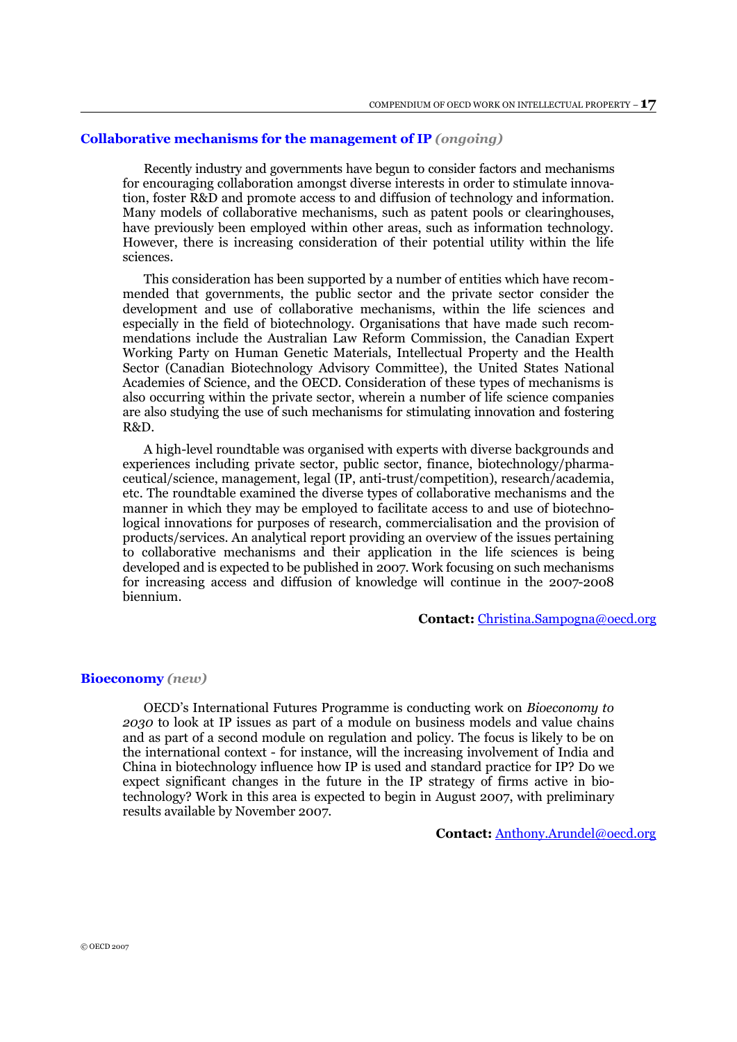### Collaborative mechanisms for the management of IP *(ongoing)*

Recently industry and governments have begun to consider factors and mechanisms for encouraging collaboration amongst diverse interests in order to stimulate innovation, foster R&D and promote access to and diffusion of technology and information. Many models of collaborative mechanisms, such as patent pools or clearinghouses, have previously been employed within other areas, such as information technology. However, there is increasing consideration of their potential utility within the life sciences.

This consideration has been supported by a number of entities which have recommended that governments, the public sector and the private sector consider the development and use of collaborative mechanisms, within the life sciences and especially in the field of biotechnology. Organisations that have made such recommendations include the Australian Law Reform Commission, the Canadian Expert Working Party on Human Genetic Materials, Intellectual Property and the Health Sector (Canadian Biotechnology Advisory Committee), the United States National Academies of Science, and the OECD. Consideration of these types of mechanisms is also occurring within the private sector, wherein a number of life science companies are also studying the use of such mechanisms for stimulating innovation and fostering R&D.

A high-level roundtable was organised with experts with diverse backgrounds and experiences including private sector, public sector, finance, biotechnology/pharmaceutical/science, management, legal (IP, anti-trust/competition), research/academia, etc. The roundtable examined the diverse types of collaborative mechanisms and the manner in which they may be employed to facilitate access to and use of biotechnological innovations for purposes of research, commercialisation and the provision of products/services. An analytical report providing an overview of the issues pertaining to collaborative mechanisms and their application in the life sciences is being developed and is expected to be published in 2007. Work focusing on such mechanisms for increasing access and diffusion of knowledge will continue in the 2007-2008 biennium.

**Contact:** Christina.Sampogna@oecd.org

### Bioeconomy *(new)*

OECD's International Futures Programme is conducting work on *Bioeconomy to 2030* to look at IP issues as part of a module on business models and value chains and as part of a second module on regulation and policy. The focus is likely to be on the international context - for instance, will the increasing involvement of India and China in biotechnology influence how IP is used and standard practice for IP? Do we expect significant changes in the future in the IP strategy of firms active in biotechnology? Work in this area is expected to begin in August 2007, with preliminary results available by November 2007.

**Contact:** Anthony.Arundel@oecd.org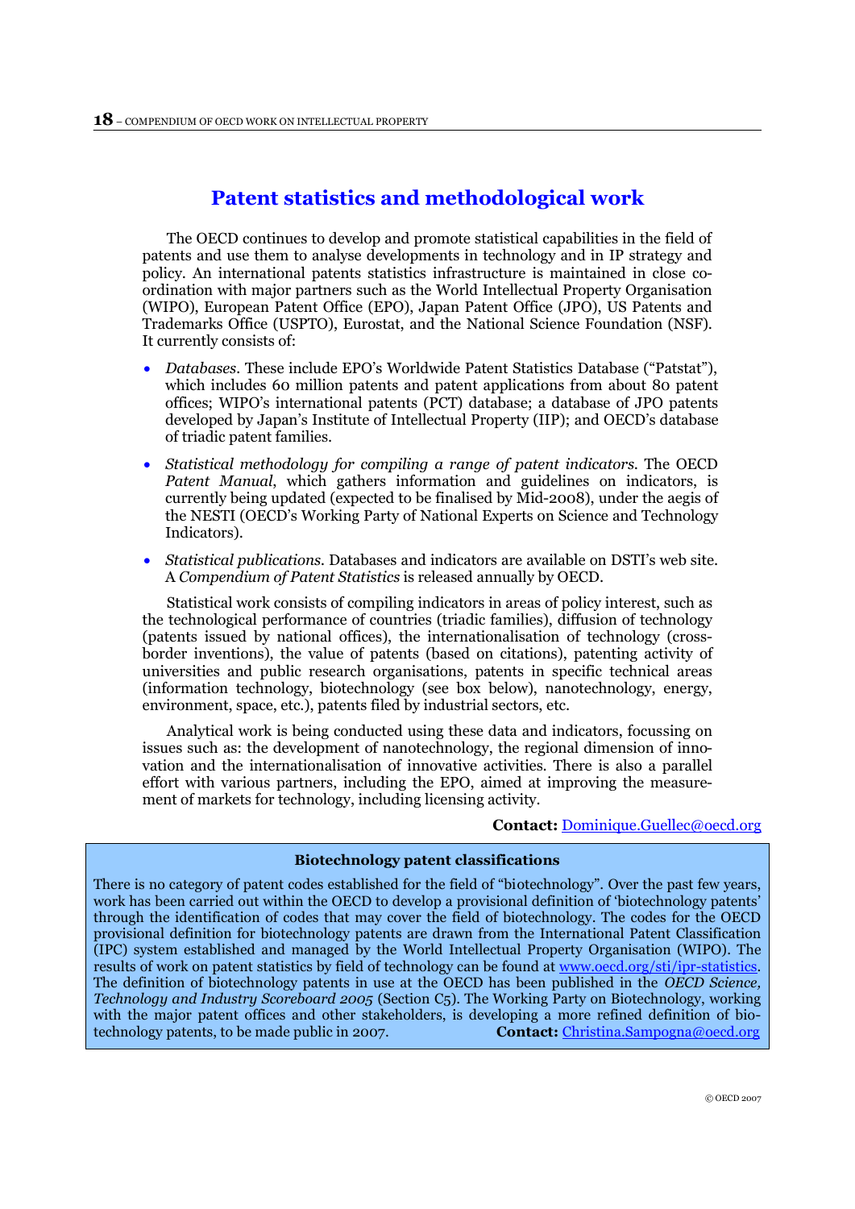# Patent statistics and methodological work

The OECD continues to develop and promote statistical capabilities in the field of patents and use them to analyse developments in technology and in IP strategy and policy. An international patents statistics infrastructure is maintained in close co-ordination with major partners such as the World Intellectual Property Organisation (WIPO), European Patent Office (EPO), Japan Patent Office (JPO), US Patents and Trademarks Office (USPTO), Eurostat, and the National Science Foundation (NSF). It currently consists of:

- *Databases*. These include EPO's Worldwide Patent Statistics Database ("Patstat"), which includes 60 million patents and patent applications from about 80 patent offices; WIPO's international patents (PCT) database; a database of JPO patents developed by Japan's Institute of Intellectual Property (IIP); and OECD's database of triadic patent families.
- *Statistical methodology for compiling a range of patent indicators*. The OECD *Patent Manual*, which gathers information and guidelines on indicators, is currently being updated (expected to be finalised by Mid-2008), under the aegis of the NESTI (OECD's Working Party of National Experts on Science and Technology Indicators).
- *Statistical publications*. Databases and indicators are available on DSTI's web site. A *Compendium of Patent Statistics* is released annually by OECD.

Statistical work consists of compiling indicators in areas of policy interest, such as the technological performance of countries (triadic families), diffusion of technology (patents issued by national offices), the internationalisation of technology (cross-border inventions), the value of patents (based on citations), patenting activity of universities and public research organisations, patents in specific technical areas (information technology, biotechnology (see box below), nanotechnology, energy, environment, space, etc.), patents filed by industrial sectors, etc.

Analytical work is being conducted using these data and indicators, focussing on issues such as: the development of nanotechnology, the regional dimension of innovation and the internationalisation of innovative activities. There is also a parallel effort with various partners, including the EPO, aimed at improving the measurement of markets for technology, including licensing activity.

**Contact:** Dominique.Guellec@oecd.org

**Biotechnology patent classifications**

There is no category of patent codes established for the field of "biotechnology". Over the past few years, work has been carried out within the OECD to develop a provisional definition of 'biotechnology patents' through the identification of codes that may cover the field of biotechnology. The codes for the OECD provisional definition for biotechnology patents are drawn from the International Patent Classification (IPC) system established and managed by the World Intellectual Property Organisation (WIPO). The results of work on patent statistics by field of technology can be found at www.oecd.org/sti/ipr-statistics. The definition of biotechnology patents in use at the OECD has been published in the *OECD Science, Technology and Industry Scoreboard 2005* (Section C5). The Working Party on Biotechnology, working with the major patent offices and other stakeholders, is developing a more refined definition of biotechnology patents, to be made public in 2007. **Contact:** Christina.Sampogna@oecd.org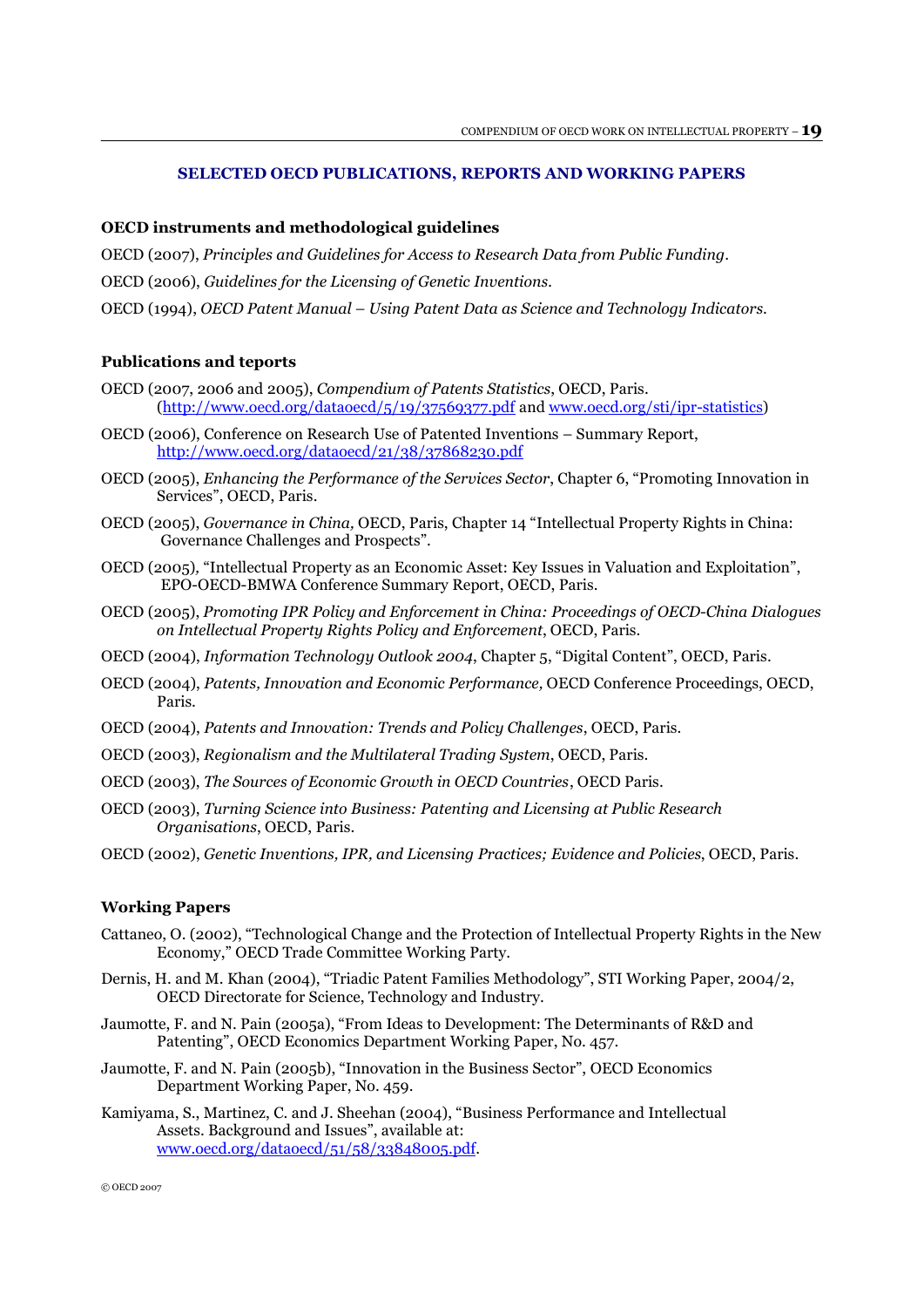## SELECTED OECD PUBLICATIONS, REPORTS AND WORKING PAPERS

### OECD instruments and methodological guidelines

OECD (2007), *Principles and Guidelines for Access to Research Data from Public Funding*.

OECD (2006), *Guidelines for the Licensing of Genetic Inventions.*

OECD (1994), *OECD Patent Manual – Using Patent Data as Science and Technology Indicators.*

### Publications and teports

OECD (2007, 2006 and 2005), *Compendium of Patents Statistics*, OECD, Paris. (http://www.oecd.org/dataoecd/5/19/37569377.pdf and www.oecd.org/sti/ipr-statistics)

OECD (2006), Conference on Research Use of Patented Inventions – Summary Report, http://www.oecd.org/dataoecd/21/38/37868230.pdf

OECD (2005), *Enhancing the Performance of the Services Sector*, Chapter 6, "Promoting Innovation in Services", OECD, Paris.

OECD (2005), *Governance in China,* OECD, Paris, Chapter 14 "Intellectual Property Rights in China: Governance Challenges and Prospects".

OECD (2005), "Intellectual Property as an Economic Asset: Key Issues in Valuation and Exploitation", EPO-OECD-BMWA Conference Summary Report, OECD, Paris.

OECD (2005), *Promoting IPR Policy and Enforcement in China: Proceedings of OECD-China Dialogues on Intellectual Property Rights Policy and Enforcement*, OECD, Paris.

OECD (2004), *Information Technology Outlook 2004*, Chapter 5, "Digital Content", OECD, Paris.

OECD (2004), *Patents, Innovation and Economic Performance,* OECD Conference Proceedings, OECD, Paris.

OECD (2004), *Patents and Innovation: Trends and Policy Challenges*, OECD, Paris.

OECD (2003), *Regionalism and the Multilateral Trading System*, OECD, Paris.

OECD (2003), *The Sources of Economic Growth in OECD Countries*, OECD Paris.

OECD (2003), *Turning Science into Business: Patenting and Licensing at Public Research Organisations*, OECD, Paris.

OECD (2002), *Genetic Inventions, IPR, and Licensing Practices; Evidence and Policies*, OECD, Paris.

### Working Papers

Cattaneo, O. (2002), "Technological Change and the Protection of Intellectual Property Rights in the New Economy," OECD Trade Committee Working Party.

Dernis, H. and M. Khan (2004), "Triadic Patent Families Methodology", STI Working Paper, 2004/2, OECD Directorate for Science, Technology and Industry.

Jaumotte, F. and N. Pain (2005a), "From Ideas to Development: The Determinants of R&D and Patenting", OECD Economics Department Working Paper, No. 457.

Jaumotte, F. and N. Pain (2005b), "Innovation in the Business Sector", OECD Economics Department Working Paper, No. 459.

Kamiyama, S., Martinez, C. and J. Sheehan (2004), "Business Performance and Intellectual Assets. Background and Issues", available at: www.oecd.org/dataoecd/51/58/33848005.pdf.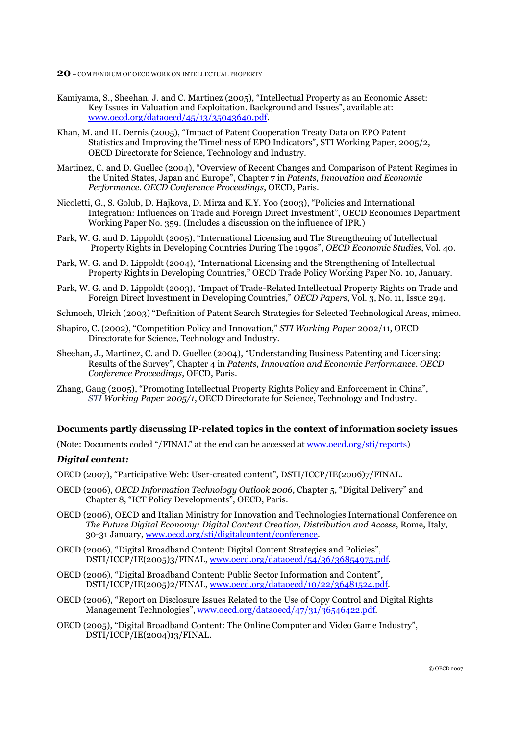Kamiyama, S., Sheehan, J. and C. Martinez (2005), "Intellectual Property as an Economic Asset: Key Issues in Valuation and Exploitation. Background and Issues", available at: www.oecd.org/dataoecd/45/13/35043640.pdf.

Khan, M. and H. Dernis (2005), "Impact of Patent Cooperation Treaty Data on EPO Patent Statistics and Improving the Timeliness of EPO Indicators", STI Working Paper, 2005/2, OECD Directorate for Science, Technology and Industry.

Martinez, C. and D. Guellec (2004), "Overview of Recent Changes and Comparison of Patent Regimes in the United States, Japan and Europe", Chapter 7 in *Patents, Innovation and Economic Performance. OECD Conference Proceedings*, OECD, Paris.

Nicoletti, G., S. Golub, D. Hajkova, D. Mirza and K.Y. Yoo (2003), "Policies and International Integration: Influences on Trade and Foreign Direct Investment", OECD Economics Department Working Paper No. 359. (Includes a discussion on the influence of IPR.)

Park, W. G. and D. Lippoldt (2005), "International Licensing and The Strengthening of Intellectual Property Rights in Developing Countries During The 1990s", *OECD Economic Studies*, Vol. 40.

Park, W. G. and D. Lippoldt (2004), "International Licensing and the Strengthening of Intellectual Property Rights in Developing Countries," OECD Trade Policy Working Paper No. 10, January.

Park, W. G. and D. Lippoldt (2003), "Impact of Trade-Related Intellectual Property Rights on Trade and Foreign Direct Investment in Developing Countries," *OECD Papers*, Vol. 3, No. 11, Issue 294.

Schmoch, Ulrich (2003) "Definition of Patent Search Strategies for Selected Technological Areas, mimeo.

Shapiro, C. (2002), "Competition Policy and Innovation," *STI Working Paper* 2002/11, OECD Directorate for Science, Technology and Industry.

Sheehan, J., Martinez, C. and D. Guellec (2004), "Understanding Business Patenting and Licensing: Results of the Survey", Chapter 4 in *Patents, Innovation and Economic Performance. OECD Conference Proceedings*, OECD, Paris.

Zhang, Gang (2005), "Promoting Intellectual Property Rights Policy and Enforcement in China", *STI Working Paper 2005/1*, OECD Directorate for Science, Technology and Industry.

**Documents partly discussing IP-related topics in the context of information society issues**

(Note: Documents coded "/FINAL" at the end can be accessed at www.oecd.org/sti/reports)

***Digital content:***

OECD (2007), "Participative Web: User-created content", DSTI/ICCP/IE(2006)7/FINAL.

OECD (2006), *OECD Information Technology Outlook 2006,* Chapter 5, "Digital Delivery" and Chapter 8, "ICT Policy Developments", OECD, Paris.

OECD (2006), OECD and Italian Ministry for Innovation and Technologies International Conference on *The Future Digital Economy: Digital Content Creation, Distribution and Access*, Rome, Italy, 30-31 January, www.oecd.org/sti/digitalcontent/conference.

OECD (2006), "Digital Broadband Content: Digital Content Strategies and Policies", DSTI/ICCP/IE(2005)3/FINAL, www.oecd.org/dataoecd/54/36/36854975.pdf.

OECD (2006), "Digital Broadband Content: Public Sector Information and Content", DSTI/ICCP/IE(2005)2/FINAL, www.oecd.org/dataoecd/10/22/36481524.pdf.

OECD (2006), "Report on Disclosure Issues Related to the Use of Copy Control and Digital Rights Management Technologies", www.oecd.org/dataoecd/47/31/36546422.pdf.

OECD (2005), "Digital Broadband Content: The Online Computer and Video Game Industry", DSTI/ICCP/IE(2004)13/FINAL.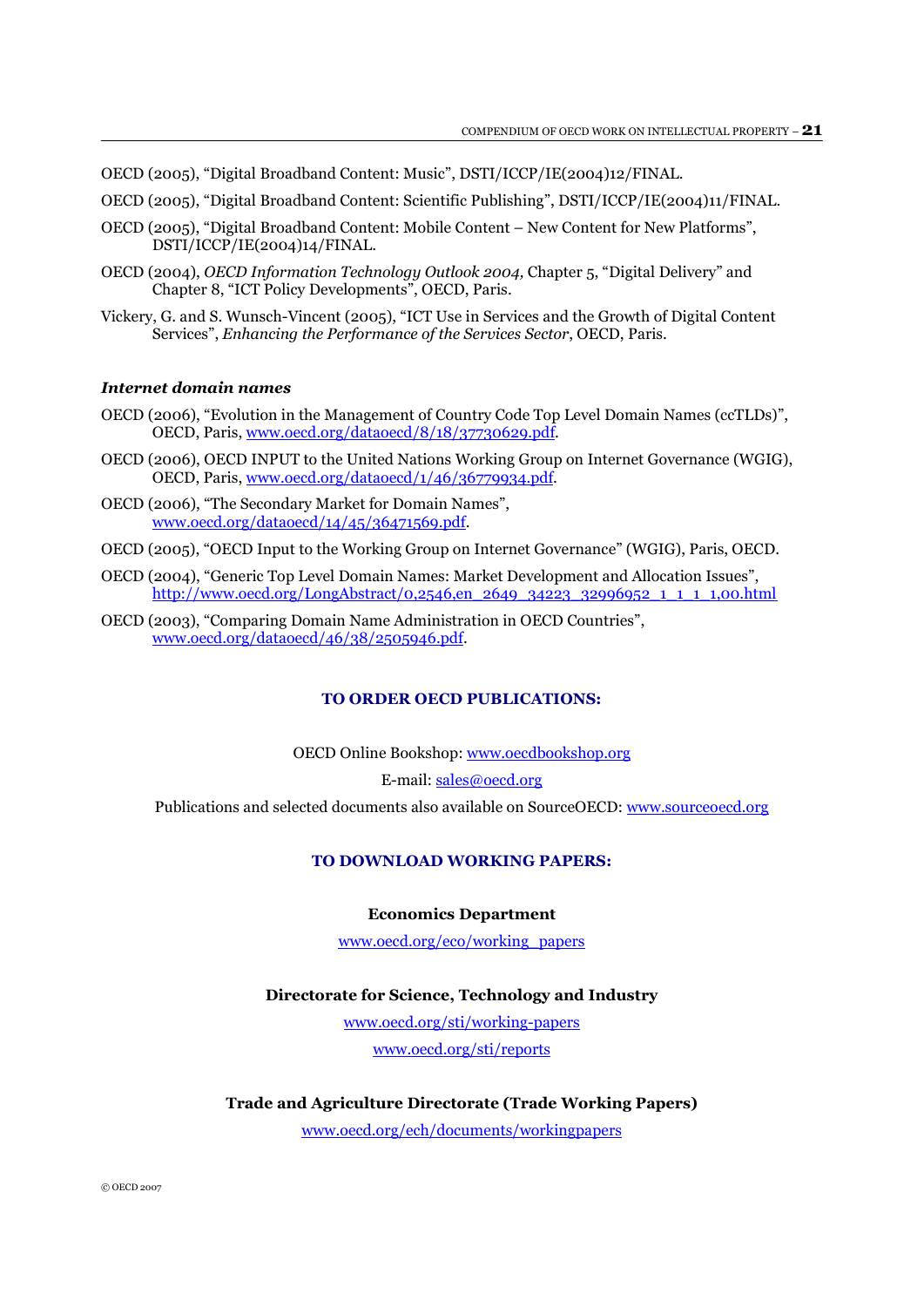OECD (2005), "Digital Broadband Content: Music", DSTI/ICCP/IE(2004)12/FINAL.

OECD (2005), "Digital Broadband Content: Scientific Publishing", DSTI/ICCP/IE(2004)11/FINAL.

OECD (2005), "Digital Broadband Content: Mobile Content – New Content for New Platforms", DSTI/ICCP/IE(2004)14/FINAL.

OECD (2004), *OECD Information Technology Outlook 2004,* Chapter 5, "Digital Delivery" and Chapter 8, "ICT Policy Developments", OECD, Paris.

Vickery, G. and S. Wunsch-Vincent (2005), "ICT Use in Services and the Growth of Digital Content Services", *Enhancing the Performance of the Services Sector*, OECD, Paris.

***Internet domain names***

OECD (2006), "Evolution in the Management of Country Code Top Level Domain Names (ccTLDs)", OECD, Paris, www.oecd.org/dataoecd/8/18/37730629.pdf.

OECD (2006), OECD INPUT to the United Nations Working Group on Internet Governance (WGIG), OECD, Paris, www.oecd.org/dataoecd/1/46/36779934.pdf.

OECD (2006), "The Secondary Market for Domain Names", www.oecd.org/dataoecd/14/45/36471569.pdf.

OECD (2005), "OECD Input to the Working Group on Internet Governance" (WGIG), Paris, OECD.

OECD (2004), "Generic Top Level Domain Names: Market Development and Allocation Issues", http://www.oecd.org/LongAbstract/0,2546,en_2649_34223_32996952_1_1_1_1,00.html

OECD (2003), "Comparing Domain Name Administration in OECD Countries", www.oecd.org/dataoecd/46/38/2505946.pdf.

**TO ORDER OECD PUBLICATIONS:**

OECD Online Bookshop: www.oecdbookshop.org

E-mail: sales@oecd.org

Publications and selected documents also available on SourceOECD: www.sourceoecd.org

**TO DOWNLOAD WORKING PAPERS:**

**Economics Department**

www.oecd.org/eco/working_papers

**Directorate for Science, Technology and Industry**

www.oecd.org/sti/working-papers

www.oecd.org/sti/reports

**Trade and Agriculture Directorate (Trade Working Papers)**

www.oecd.org/ech/documents/workingpapers